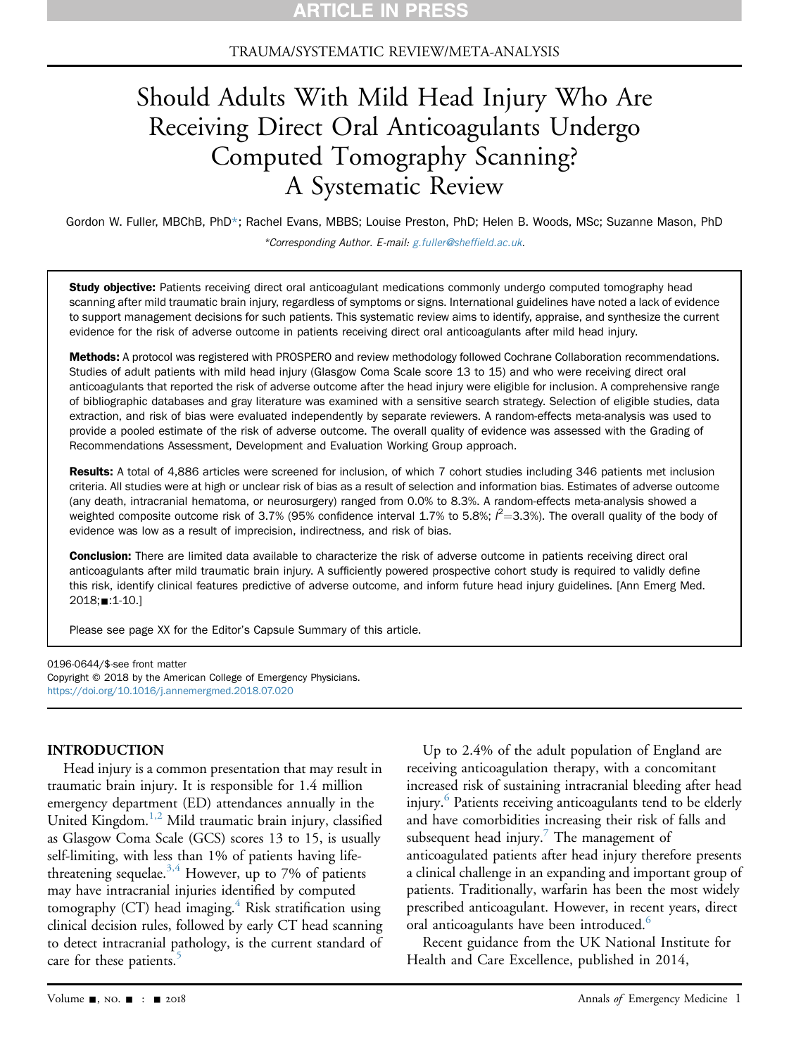TRAUMA/SYSTEMATIC REVIEW/META-ANALYSIS

# Should Adults With Mild Head Injury Who Are Receiving Direct Oral Anticoagulants Undergo Computed Tomography Scanning? A Systematic Review

Gordon W. Fuller, MBChB, PhD*; Rachel Evans, MBBS; Louise Preston, PhD; Helen B. Woods, MSc; Suzanne Mason, PhD

*Corresponding Author. E-mail: g.fuller@sheffield.ac.uk.

**Study objective:** Patients receiving direct oral anticoagulant medications commonly undergo computed tomography head scanning after mild traumatic brain injury, regardless of symptoms or signs. International guidelines have noted a lack of evidence to support management decisions for such patients. This systematic review aims to identify, appraise, and synthesize the current evidence for the risk of adverse outcome in patients receiving direct oral anticoagulants after mild head injury.

**Methods:** A protocol was registered with PROSPERO and review methodology followed Cochrane Collaboration recommendations. Studies of adult patients with mild head injury (Glasgow Coma Scale score 13 to 15) and who were receiving direct oral anticoagulants that reported the risk of adverse outcome after the head injury were eligible for inclusion. A comprehensive range of bibliographic databases and gray literature was examined with a sensitive search strategy. Selection of eligible studies, data extraction, and risk of bias were evaluated independently by separate reviewers. A random-effects meta-analysis was used to provide a pooled estimate of the risk of adverse outcome. The overall quality of evidence was assessed with the Grading of Recommendations Assessment, Development and Evaluation Working Group approach.

**Results:** A total of 4,886 articles were screened for inclusion, of which 7 cohort studies including 346 patients met inclusion criteria. All studies were at high or unclear risk of bias as a result of selection and information bias. Estimates of adverse outcome (any death, intracranial hematoma, or neurosurgery) ranged from 0.0% to 8.3%. A random-effects meta-analysis showed a weighted composite outcome risk of 3.7% (95% confidence interval 1.7% to 5.8%; $I^2$=3.3%). The overall quality of the body of evidence was low as a result of imprecision, indirectness, and risk of bias.

**Conclusion:** There are limited data available to characterize the risk of adverse outcome in patients receiving direct oral anticoagulants after mild traumatic brain injury. A sufficiently powered prospective cohort study is required to validly define this risk, identify clinical features predictive of adverse outcome, and inform future head injury guidelines. [Ann Emerg Med. 2018;■:1-10.]

Please see page XX for the Editor's Capsule Summary of this article.

0196-0644/$-see front matter
Copyright © 2018 by the American College of Emergency Physicians.
https://doi.org/10.1016/j.annemergmed.2018.07.020

## INTRODUCTION

Head injury is a common presentation that may result in traumatic brain injury. It is responsible for 1.4 million emergency department (ED) attendances annually in the United Kingdom.[1,2] Mild traumatic brain injury, classified as Glasgow Coma Scale (GCS) scores 13 to 15, is usually self-limiting, with less than 1% of patients having life-threatening sequelae.[3,4] However, up to 7% of patients may have intracranial injuries identified by computed tomography (CT) head imaging.[4] Risk stratification using clinical decision rules, followed by early CT head scanning to detect intracranial pathology, is the current standard of care for these patients.[5]

Up to 2.4% of the adult population of England are receiving anticoagulation therapy, with a concomitant increased risk of sustaining intracranial bleeding after head injury.[6] Patients receiving anticoagulants tend to be elderly and have comorbidities increasing their risk of falls and subsequent head injury.[7] The management of anticoagulated patients after head injury therefore presents a clinical challenge in an expanding and important group of patients. Traditionally, warfarin has been the most widely prescribed anticoagulant. However, in recent years, direct oral anticoagulants have been introduced.[6]

Recent guidance from the UK National Institute for Health and Care Excellence, published in 2014,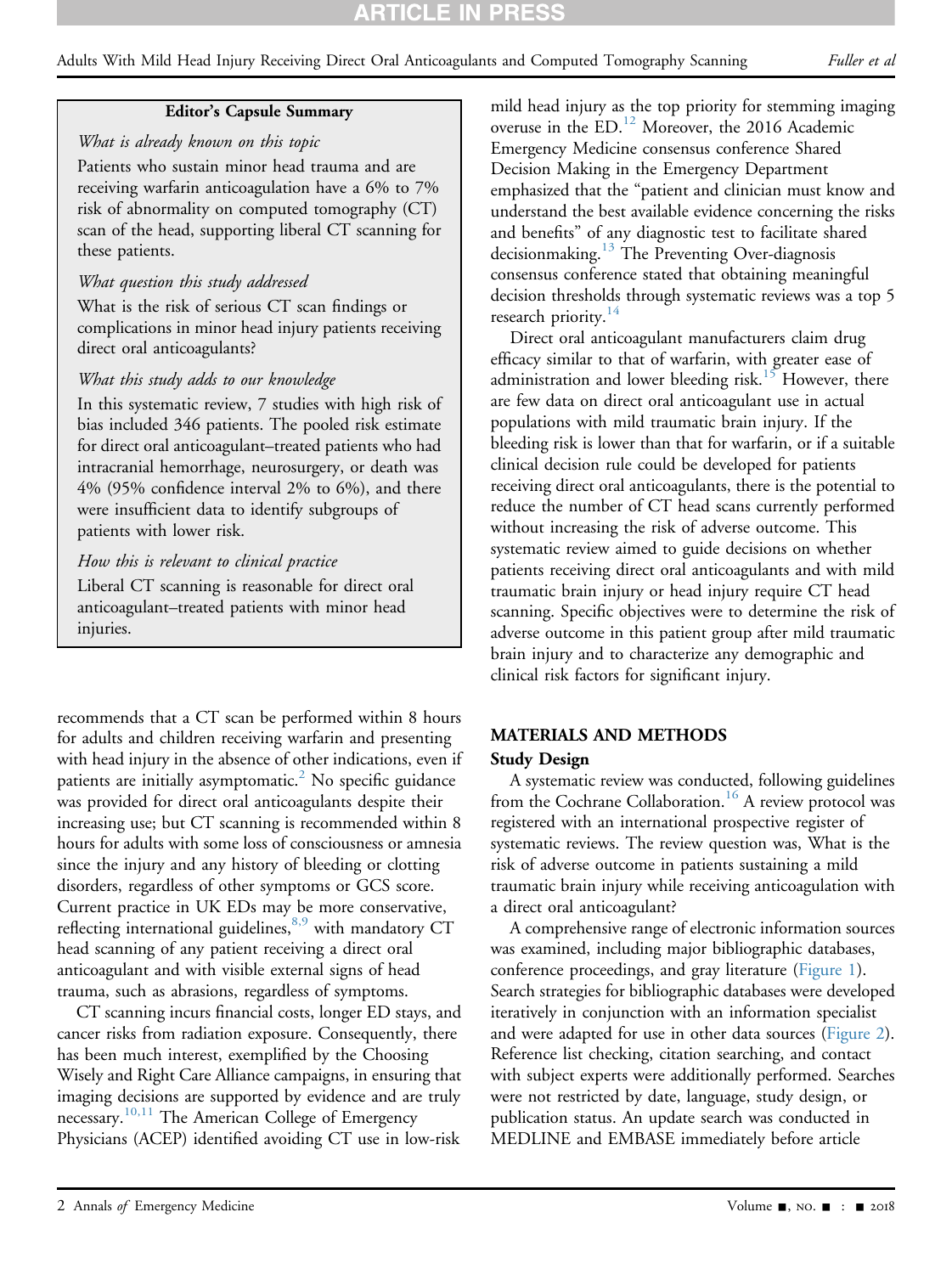**Editor's Capsule Summary**

*What is already known on this topic*

Patients who sustain minor head trauma and are receiving warfarin anticoagulation have a 6% to 7% risk of abnormality on computed tomography (CT) scan of the head, supporting liberal CT scanning for these patients.

*What question this study addressed*

What is the risk of serious CT scan findings or complications in minor head injury patients receiving direct oral anticoagulants?

*What this study adds to our knowledge*

In this systematic review, 7 studies with high risk of bias included 346 patients. The pooled risk estimate for direct oral anticoagulant–treated patients who had intracranial hemorrhage, neurosurgery, or death was 4% (95% confidence interval 2% to 6%), and there were insufficient data to identify subgroups of patients with lower risk.

*How this is relevant to clinical practice*

Liberal CT scanning is reasonable for direct oral anticoagulant–treated patients with minor head injuries.

recommends that a CT scan be performed within 8 hours for adults and children receiving warfarin and presenting with head injury in the absence of other indications, even if patients are initially asymptomatic.[2] No specific guidance was provided for direct oral anticoagulants despite their increasing use; but CT scanning is recommended within 8 hours for adults with some loss of consciousness or amnesia since the injury and any history of bleeding or clotting disorders, regardless of other symptoms or GCS score. Current practice in UK EDs may be more conservative, reflecting international guidelines,[8,9] with mandatory CT head scanning of any patient receiving a direct oral anticoagulant and with visible external signs of head trauma, such as abrasions, regardless of symptoms.

CT scanning incurs financial costs, longer ED stays, and cancer risks from radiation exposure. Consequently, there has been much interest, exemplified by the Choosing Wisely and Right Care Alliance campaigns, in ensuring that imaging decisions are supported by evidence and are truly necessary.[10,11] The American College of Emergency Physicians (ACEP) identified avoiding CT use in low-risk mild head injury as the top priority for stemming imaging overuse in the ED.[12] Moreover, the 2016 Academic Emergency Medicine consensus conference Shared Decision Making in the Emergency Department emphasized that the "patient and clinician must know and understand the best available evidence concerning the risks and benefits" of any diagnostic test to facilitate shared decisionmaking.[13] The Preventing Over-diagnosis consensus conference stated that obtaining meaningful decision thresholds through systematic reviews was a top 5 research priority.[14]

Direct oral anticoagulant manufacturers claim drug efficacy similar to that of warfarin, with greater ease of administration and lower bleeding risk.[15] However, there are few data on direct oral anticoagulant use in actual populations with mild traumatic brain injury. If the bleeding risk is lower than that for warfarin, or if a suitable clinical decision rule could be developed for patients receiving direct oral anticoagulants, there is the potential to reduce the number of CT head scans currently performed without increasing the risk of adverse outcome. This systematic review aimed to guide decisions on whether patients receiving direct oral anticoagulants and with mild traumatic brain injury or head injury require CT head scanning. Specific objectives were to determine the risk of adverse outcome in this patient group after mild traumatic brain injury and to characterize any demographic and clinical risk factors for significant injury.

## MATERIALS AND METHODS

### Study Design

A systematic review was conducted, following guidelines from the Cochrane Collaboration.[16] A review protocol was registered with an international prospective register of systematic reviews. The review question was, What is the risk of adverse outcome in patients sustaining a mild traumatic brain injury while receiving anticoagulation with a direct oral anticoagulant?

A comprehensive range of electronic information sources was examined, including major bibliographic databases, conference proceedings, and gray literature (Figure 1). Search strategies for bibliographic databases were developed iteratively in conjunction with an information specialist and were adapted for use in other data sources (Figure 2). Reference list checking, citation searching, and contact with subject experts were additionally performed. Searches were not restricted by date, language, study design, or publication status. An update search was conducted in MEDLINE and EMBASE immediately before article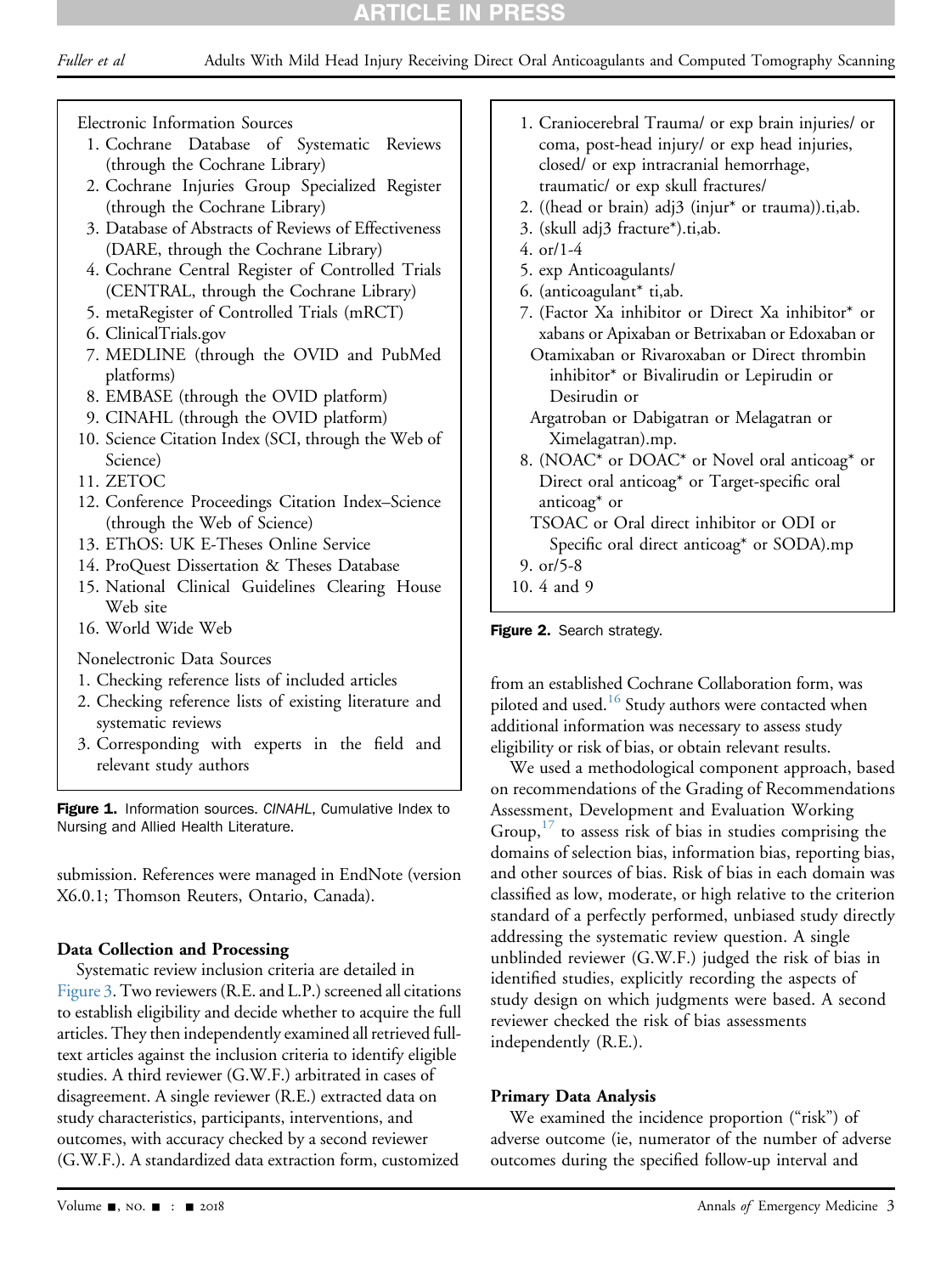Electronic Information Sources

1. Cochrane Database of Systematic Reviews (through the Cochrane Library)
2. Cochrane Injuries Group Specialized Register (through the Cochrane Library)
3. Database of Abstracts of Reviews of Effectiveness (DARE, through the Cochrane Library)
4. Cochrane Central Register of Controlled Trials (CENTRAL, through the Cochrane Library)
5. metaRegister of Controlled Trials (mRCT)
6. ClinicalTrials.gov
7. MEDLINE (through the OVID and PubMed platforms)
8. EMBASE (through the OVID platform)
9. CINAHL (through the OVID platform)
10. Science Citation Index (SCI, through the Web of Science)
11. ZETOC
12. Conference Proceedings Citation Index–Science (through the Web of Science)
13. EThOS: UK E-Theses Online Service
14. ProQuest Dissertation & Theses Database
15. National Clinical Guidelines Clearing House Web site
16. World Wide Web

Nonelectronic Data Sources

1. Checking reference lists of included articles
2. Checking reference lists of existing literature and systematic reviews
3. Corresponding with experts in the field and relevant study authors

**Figure 1.** Information sources. *CINAHL*, Cumulative Index to Nursing and Allied Health Literature.

1. Craniocerebral Trauma/ or exp brain injuries/ or coma, post-head injury/ or exp head injuries, closed/ or exp intracranial hemorrhage, traumatic/ or exp skull fractures/
2. ((head or brain) adj3 (injur* or trauma)).ti,ab.
3. (skull adj3 fracture*).ti,ab.
4. or/1-4
5. exp Anticoagulants/
6. (anticoagulant* ti,ab.
7. (Factor Xa inhibitor or Direct Xa inhibitor* or xabans or Apixaban or Betrixaban or Edoxaban or Otamixaban or Rivaroxaban or Direct thrombin inhibitor* or Bivalirudin or Lepirudin or Desirudin or Argatroban or Dabigatran or Melagatran or Ximelagatran).mp.
8. (NOAC* or DOAC* or Novel oral anticoag* or Direct oral anticoag* or Target-specific oral anticoag* or TSOAC or Oral direct inhibitor or ODI or Specific oral direct anticoag* or SODA).mp
9. or/5-8
10. 4 and 9

**Figure 2.** Search strategy.

submission. References were managed in EndNote (version X6.0.1; Thomson Reuters, Ontario, Canada).

### Data Collection and Processing

Systematic review inclusion criteria are detailed in Figure 3. Two reviewers (R.E. and L.P.) screened all citations to establish eligibility and decide whether to acquire the full articles. They then independently examined all retrieved full-text articles against the inclusion criteria to identify eligible studies. A third reviewer (G.W.F.) arbitrated in cases of disagreement. A single reviewer (R.E.) extracted data on study characteristics, participants, interventions, and outcomes, with accuracy checked by a second reviewer (G.W.F.). A standardized data extraction form, customized from an established Cochrane Collaboration form, was piloted and used.[16] Study authors were contacted when additional information was necessary to assess study eligibility or risk of bias, or obtain relevant results.

We used a methodological component approach, based on recommendations of the Grading of Recommendations Assessment, Development and Evaluation Working Group,[17] to assess risk of bias in studies comprising the domains of selection bias, information bias, reporting bias, and other sources of bias. Risk of bias in each domain was classified as low, moderate, or high relative to the criterion standard of a perfectly performed, unbiased study directly addressing the systematic review question. A single unblinded reviewer (G.W.F.) judged the risk of bias in identified studies, explicitly recording the aspects of study design on which judgments were based. A second reviewer checked the risk of bias assessments independently (R.E.).

### Primary Data Analysis

We examined the incidence proportion ("risk") of adverse outcome (ie, numerator of the number of adverse outcomes during the specified follow-up interval and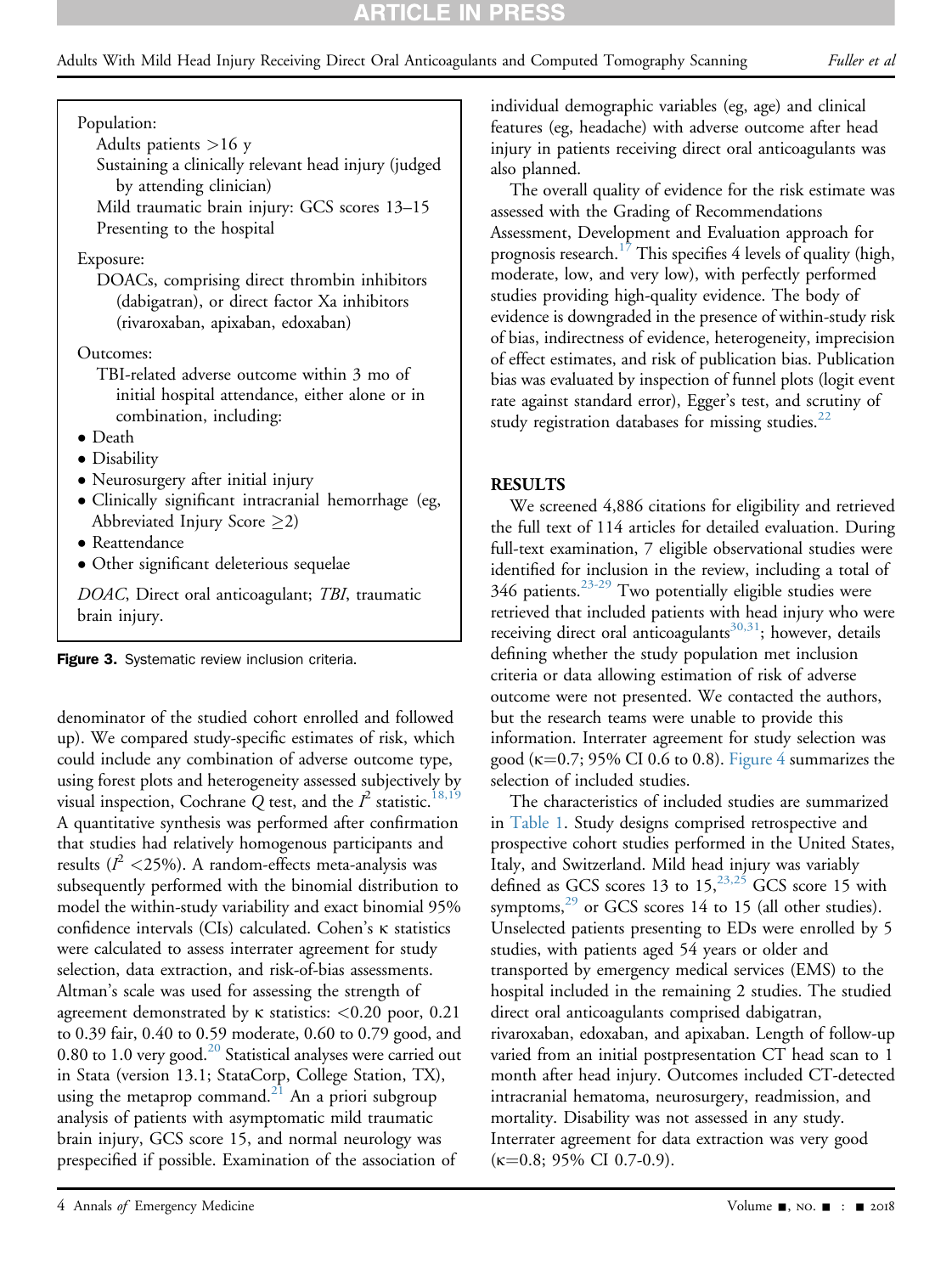Population:

Adults patients >16 y

Sustaining a clinically relevant head injury (judged by attending clinician)

Mild traumatic brain injury: GCS scores 13–15

Presenting to the hospital

Exposure:

DOACs, comprising direct thrombin inhibitors (dabigatran), or direct factor Xa inhibitors (rivaroxaban, apixaban, edoxaban)

Outcomes:

TBI-related adverse outcome within 3 mo of initial hospital attendance, either alone or in combination, including:

- Death
- Disability
- Neurosurgery after initial injury
- Clinically significant intracranial hemorrhage (eg, Abbreviated Injury Score ≥2)
- Reattendance
- Other significant deleterious sequelae

*DOAC*, Direct oral anticoagulant; *TBI*, traumatic brain injury.

**Figure 3.** Systematic review inclusion criteria.

denominator of the studied cohort enrolled and followed up). We compared study-specific estimates of risk, which could include any combination of adverse outcome type, using forest plots and heterogeneity assessed subjectively by visual inspection, Cochrane $Q$ test, and the $I^2$ statistic.[18,19] A quantitative synthesis was performed after confirmation that studies had relatively homogenous participants and results ($I^2$ <25%). A random-effects meta-analysis was subsequently performed with the binomial distribution to model the within-study variability and exact binomial 95% confidence intervals (CIs) calculated. Cohen's κ statistics were calculated to assess interrater agreement for study selection, data extraction, and risk-of-bias assessments. Altman's scale was used for assessing the strength of agreement demonstrated by κ statistics: <0.20 poor, 0.21 to 0.39 fair, 0.40 to 0.59 moderate, 0.60 to 0.79 good, and 0.80 to 1.0 very good.[20] Statistical analyses were carried out in Stata (version 13.1; StataCorp, College Station, TX), using the metaprop command.[21] An a priori subgroup analysis of patients with asymptomatic mild traumatic brain injury, GCS score 15, and normal neurology was prespecified if possible. Examination of the association of individual demographic variables (eg, age) and clinical features (eg, headache) with adverse outcome after head injury in patients receiving direct oral anticoagulants was also planned.

The overall quality of evidence for the risk estimate was assessed with the Grading of Recommendations Assessment, Development and Evaluation approach for prognosis research.[17] This specifies 4 levels of quality (high, moderate, low, and very low), with perfectly performed studies providing high-quality evidence. The body of evidence is downgraded in the presence of within-study risk of bias, indirectness of evidence, heterogeneity, imprecision of effect estimates, and risk of publication bias. Publication bias was evaluated by inspection of funnel plots (logit event rate against standard error), Egger's test, and scrutiny of study registration databases for missing studies.[22]

## RESULTS

We screened 4,886 citations for eligibility and retrieved the full text of 114 articles for detailed evaluation. During full-text examination, 7 eligible observational studies were identified for inclusion in the review, including a total of 346 patients.[23-29] Two potentially eligible studies were retrieved that included patients with head injury who were receiving direct oral anticoagulants[30,31]; however, details defining whether the study population met inclusion criteria or data allowing estimation of risk of adverse outcome were not presented. We contacted the authors, but the research teams were unable to provide this information. Interrater agreement for study selection was good (κ=0.7; 95% CI 0.6 to 0.8). Figure 4 summarizes the selection of included studies.

The characteristics of included studies are summarized in Table 1. Study designs comprised retrospective and prospective cohort studies performed in the United States, Italy, and Switzerland. Mild head injury was variably defined as GCS scores 13 to 15,[23,25] GCS score 15 with symptoms,[29] or GCS scores 14 to 15 (all other studies). Unselected patients presenting to EDs were enrolled by 5 studies, with patients aged 54 years or older and transported by emergency medical services (EMS) to the hospital included in the remaining 2 studies. The studied direct oral anticoagulants comprised dabigatran, rivaroxaban, edoxaban, and apixaban. Length of follow-up varied from an initial postpresentation CT head scan to 1 month after head injury. Outcomes included CT-detected intracranial hematoma, neurosurgery, readmission, and mortality. Disability was not assessed in any study. Interrater agreement for data extraction was very good (κ=0.8; 95% CI 0.7-0.9).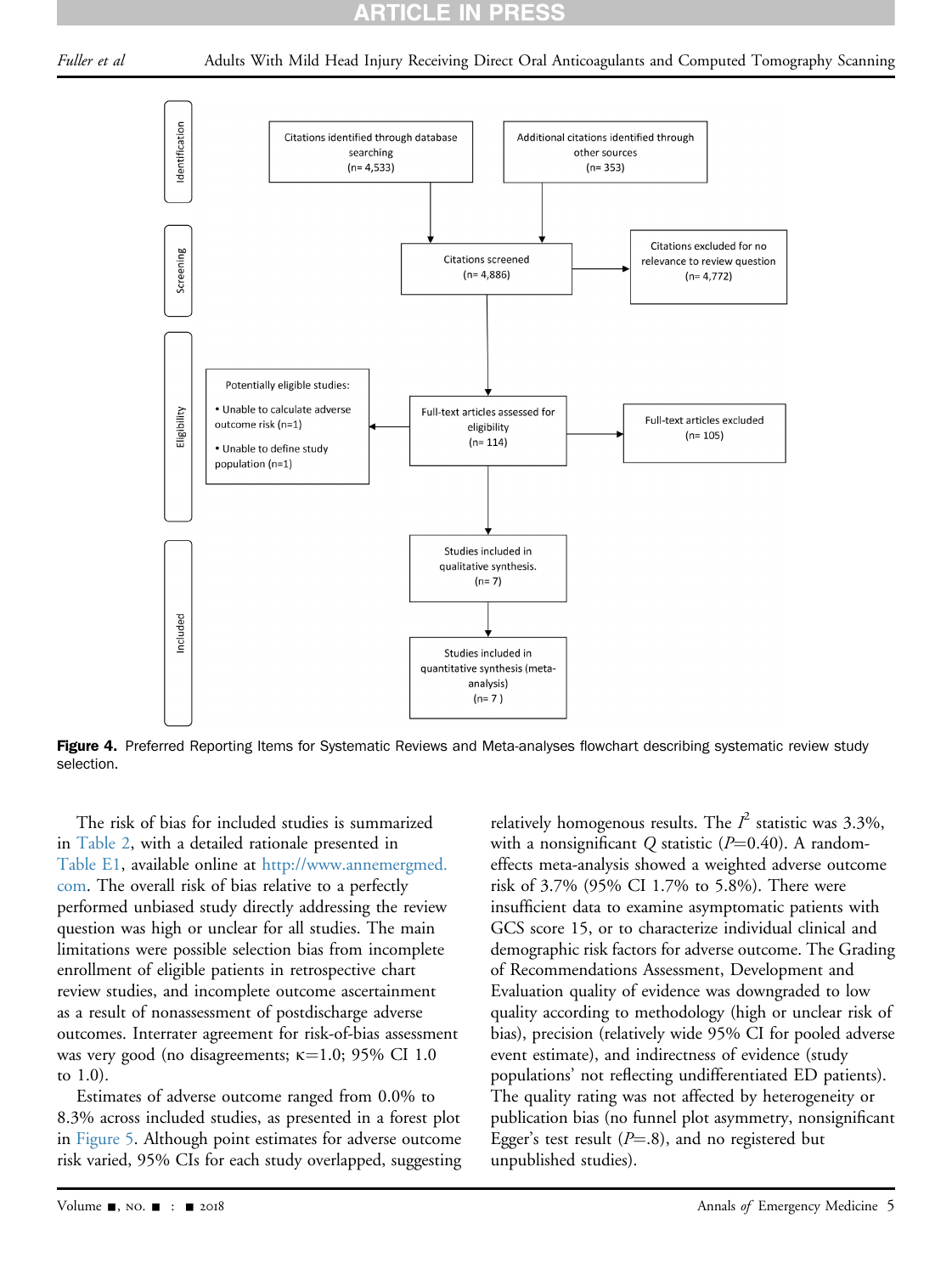Identification

Citations identified through database searching (n= 4,533)

Additional citations identified through other sources (n= 353)

Screening

Citations screened (n= 4,886)

Citations excluded for no relevance to review question (n= 4,772)

Eligibility

Full-text articles assessed for eligibility (n= 114)

Full-text articles excluded (n= 105)

Potentially eligible studies:

- Unable to calculate adverse outcome risk (n=1)
- Unable to define study population (n=1)

Included

Studies included in qualitative synthesis. (n= 7)

Studies included in quantitative synthesis (meta-analysis) (n= 7 )

**Figure 4.** Preferred Reporting Items for Systematic Reviews and Meta-analyses flowchart describing systematic review study selection.

The risk of bias for included studies is summarized in Table 2, with a detailed rationale presented in Table E1, available online at http://www.annemergmed.com. The overall risk of bias relative to a perfectly performed unbiased study directly addressing the review question was high or unclear for all studies. The main limitations were possible selection bias from incomplete enrollment of eligible patients in retrospective chart review studies, and incomplete outcome ascertainment as a result of nonassessment of postdischarge adverse outcomes. Interrater agreement for risk-of-bias assessment was very good (no disagreements; κ=1.0; 95% CI 1.0 to 1.0).

Estimates of adverse outcome ranged from 0.0% to 8.3% across included studies, as presented in a forest plot in Figure 5. Although point estimates for adverse outcome risk varied, 95% CIs for each study overlapped, suggesting relatively homogenous results. The $I^2$ statistic was 3.3%, with a nonsignificant $Q$ statistic ($P$=0.40). A random-effects meta-analysis showed a weighted adverse outcome risk of 3.7% (95% CI 1.7% to 5.8%). There were insufficient data to examine asymptomatic patients with GCS score 15, or to characterize individual clinical and demographic risk factors for adverse outcome. The Grading of Recommendations Assessment, Development and Evaluation quality of evidence was downgraded to low quality according to methodology (high or unclear risk of bias), precision (relatively wide 95% CI for pooled adverse event estimate), and indirectness of evidence (study populations' not reflecting undifferentiated ED patients). The quality rating was not affected by heterogeneity or publication bias (no funnel plot asymmetry, nonsignificant Egger's test result ($P$=.8), and no registered but unpublished studies).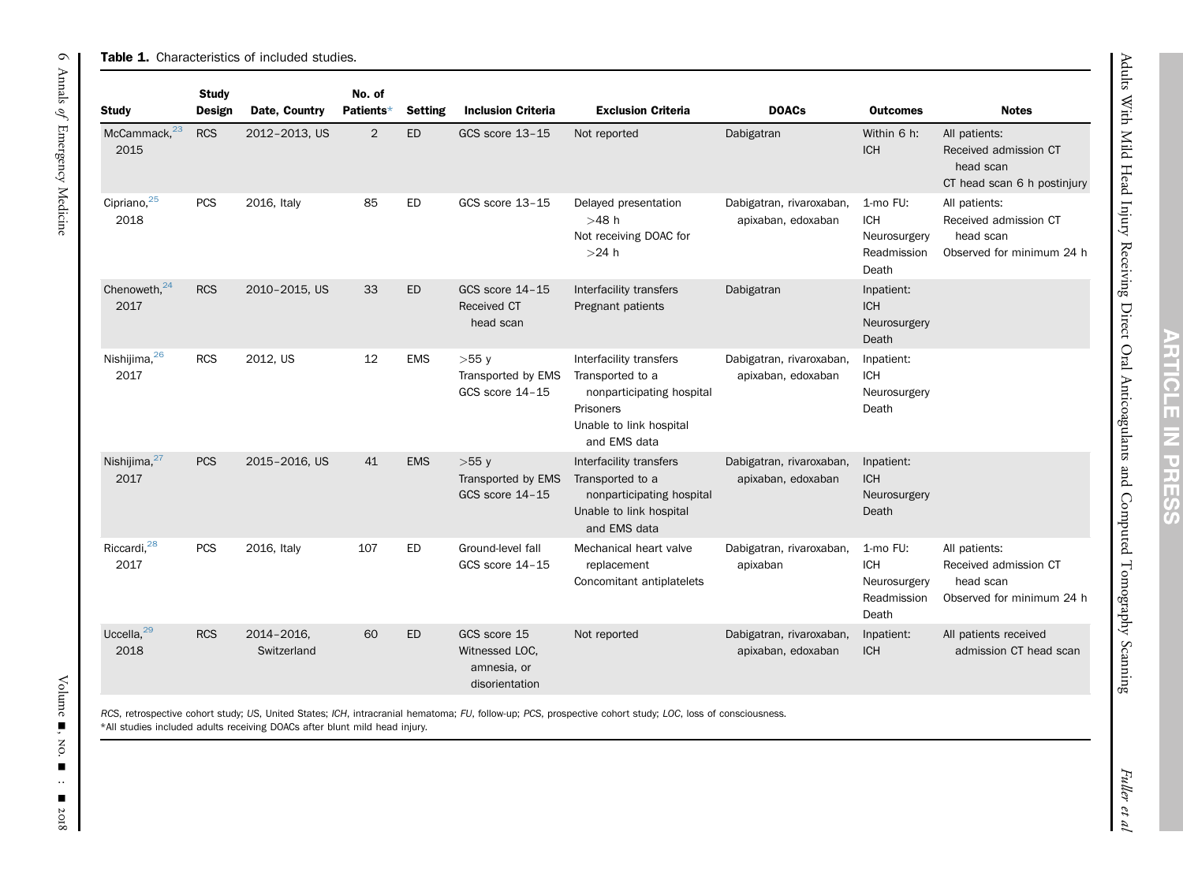**Table 1.** Characteristics of included studies.

| Study | Study Design | Date, Country | No. of Patients* | Setting | Inclusion Criteria | Exclusion Criteria | DOACs | Outcomes | Notes |
|---|---|---|---|---|---|---|---|---|---|
| McCammack,[23] 2015 | RCS | 2012–2013, US | 2 | ED | GCS score 13–15 | Not reported | Dabigatran | Within 6 h: ICH | All patients: Received admission CT head scan; CT head scan 6 h postinjury |
| Cipriano,[25] 2018 | PCS | 2016, Italy | 85 | ED | GCS score 13–15 | Delayed presentation >48 h; Not receiving DOAC for >24 h | Dabigatran, rivaroxaban, apixaban, edoxaban | 1-mo FU: ICH; Neurosurgery; Readmission; Death | All patients: Received admission CT head scan; Observed for minimum 24 h |
| Chenoweth,[24] 2017 | RCS | 2010–2015, US | 33 | ED | GCS score 14–15; Received CT head scan | Interfacility transfers; Pregnant patients | Dabigatran | Inpatient: ICH; Neurosurgery; Death | |
| Nishijima,[26] 2017 | RCS | 2012, US | 12 | EMS | >55 y; Transported by EMS; GCS score 14–15 | Interfacility transfers; Transported to a nonparticipating hospital; Prisoners; Unable to link hospital and EMS data | Dabigatran, rivaroxaban, apixaban, edoxaban | Inpatient: ICH; Neurosurgery; Death | |
| Nishijima,[27] 2017 | PCS | 2015–2016, US | 41 | EMS | >55 y; Transported by EMS; GCS score 14–15 | Interfacility transfers; Transported to a nonparticipating hospital; Unable to link hospital and EMS data | Dabigatran, rivaroxaban, apixaban, edoxaban | Inpatient: ICH; Neurosurgery; Death | |
| Riccardi,[28] 2017 | PCS | 2016, Italy | 107 | ED | Ground-level fall; GCS score 14–15 | Mechanical heart valve replacement; Concomitant antiplatelets | Dabigatran, rivaroxaban, apixaban | 1-mo FU: ICH; Neurosurgery; Readmission; Death | All patients: Received admission CT head scan; Observed for minimum 24 h |
| Uccella,[29] 2018 | RCS | 2014–2016, Switzerland | 60 | ED | GCS score 15; Witnessed LOC, amnesia, or disorientation | Not reported | Dabigatran, rivaroxaban, apixaban, edoxaban | Inpatient: ICH | All patients received admission CT head scan |

*RCS*, retrospective cohort study; *US*, United States; *ICH*, intracranial hematoma; *FU*, follow-up; *PCS*, prospective cohort study; *LOC*, loss of consciousness.
*All studies included adults receiving DOACs after blunt mild head injury.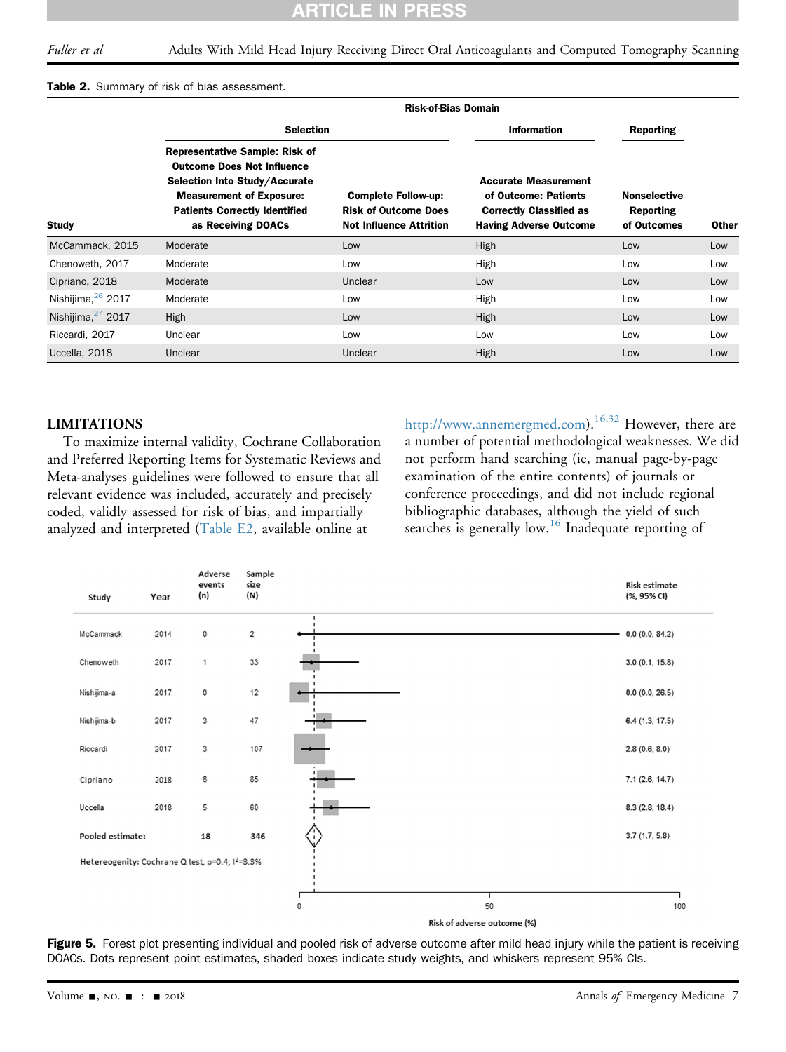**Table 2.** Summary of risk of bias assessment.

| Study | Risk-of-Bias Domain | | | | |
|---|---|---|---|---|---|
| | Selection | | Information | Reporting | |
| | Representative Sample: Risk of Outcome Does Not Influence Selection Into Study/Accurate Measurement of Exposure: Patients Correctly Identified as Receiving DOACs | Complete Follow-up: Risk of Outcome Does Not Influence Attrition | Accurate Measurement of Outcome: Patients Correctly Classified as Having Adverse Outcome | Nonselective Reporting of Outcomes | Other |
| McCammack, 2015 | Moderate | Low | High | Low | Low |
| Chenoweth, 2017 | Moderate | Low | High | Low | Low |
| Cipriano, 2018 | Moderate | Unclear | Low | Low | Low |
| Nishijima,[26] 2017 | Moderate | Low | High | Low | Low |
| Nishijima,[27] 2017 | High | Low | High | Low | Low |
| Riccardi, 2017 | Unclear | Low | Low | Low | Low |
| Uccella, 2018 | Unclear | Unclear | High | Low | Low |

## LIMITATIONS

To maximize internal validity, Cochrane Collaboration and Preferred Reporting Items for Systematic Reviews and Meta-analyses guidelines were followed to ensure that all relevant evidence was included, accurately and precisely coded, validly assessed for risk of bias, and impartially analyzed and interpreted (Table E2, available online at http://www.annemergmed.com).[16,32] However, there are a number of potential methodological weaknesses. We did not perform hand searching (ie, manual page-by-page examination of the entire contents) of journals or conference proceedings, and did not include regional bibliographic databases, although the yield of such searches is generally low.[16] Inadequate reporting of

| Study | Year | Adverse events (n) | Sample size (N) | Risk estimate (%, 95% CI) |
|---|---|---|---|---|
| McCammack | 2014 | 0 | 2 | 0.0 (0.0, 84.2) |
| Chenoweth | 2017 | 1 | 33 | 3.0 (0.1, 15.8) |
| Nishijima-a | 2017 | 0 | 12 | 0.0 (0.0, 26.5) |
| Nishijima-b | 2017 | 3 | 47 | 6.4 (1.3, 17.5) |
| Riccardi | 2017 | 3 | 107 | 2.8 (0.6, 8.0) |
| Cipriano | 2018 | 6 | 85 | 7.1 (2.6, 14.7) |
| Uccella | 2018 | 5 | 60 | 8.3 (2.8, 18.4) |
| **Pooled estimate:** | | **18** | **346** | 3.7 (1.7, 5.8) |

**Hetereogenity:** Cochrane Q test, p=0.4; $I^2$=3.3%

Risk of adverse outcome (%)

**Figure 5.** Forest plot presenting individual and pooled risk of adverse outcome after mild head injury while the patient is receiving DOACs. Dots represent point estimates, shaded boxes indicate study weights, and whiskers represent 95% CIs.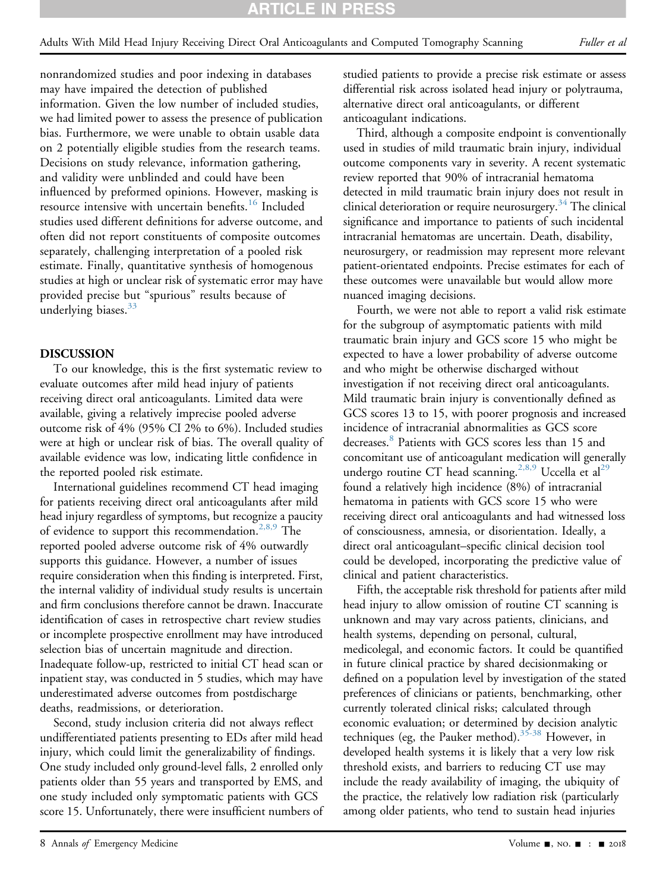nonrandomized studies and poor indexing in databases may have impaired the detection of published information. Given the low number of included studies, we had limited power to assess the presence of publication bias. Furthermore, we were unable to obtain usable data on 2 potentially eligible studies from the research teams. Decisions on study relevance, information gathering, and validity were unblinded and could have been influenced by preformed opinions. However, masking is resource intensive with uncertain benefits.[16] Included studies used different definitions for adverse outcome, and often did not report constituents of composite outcomes separately, challenging interpretation of a pooled risk estimate. Finally, quantitative synthesis of homogenous studies at high or unclear risk of systematic error may have provided precise but "spurious" results because of underlying biases.[33]

## DISCUSSION

To our knowledge, this is the first systematic review to evaluate outcomes after mild head injury of patients receiving direct oral anticoagulants. Limited data were available, giving a relatively imprecise pooled adverse outcome risk of 4% (95% CI 2% to 6%). Included studies were at high or unclear risk of bias. The overall quality of available evidence was low, indicating little confidence in the reported pooled risk estimate.

International guidelines recommend CT head imaging for patients receiving direct oral anticoagulants after mild head injury regardless of symptoms, but recognize a paucity of evidence to support this recommendation.[2,8,9] The reported pooled adverse outcome risk of 4% outwardly supports this guidance. However, a number of issues require consideration when this finding is interpreted. First, the internal validity of individual study results is uncertain and firm conclusions therefore cannot be drawn. Inaccurate identification of cases in retrospective chart review studies or incomplete prospective enrollment may have introduced selection bias of uncertain magnitude and direction. Inadequate follow-up, restricted to initial CT head scan or inpatient stay, was conducted in 5 studies, which may have underestimated adverse outcomes from postdischarge deaths, readmissions, or deterioration.

Second, study inclusion criteria did not always reflect undifferentiated patients presenting to EDs after mild head injury, which could limit the generalizability of findings. One study included only ground-level falls, 2 enrolled only patients older than 55 years and transported by EMS, and one study included only symptomatic patients with GCS score 15. Unfortunately, there were insufficient numbers of studied patients to provide a precise risk estimate or assess differential risk across isolated head injury or polytrauma, alternative direct oral anticoagulants, or different anticoagulant indications.

Third, although a composite endpoint is conventionally used in studies of mild traumatic brain injury, individual outcome components vary in severity. A recent systematic review reported that 90% of intracranial hematoma detected in mild traumatic brain injury does not result in clinical deterioration or require neurosurgery.[34] The clinical significance and importance to patients of such incidental intracranial hematomas are uncertain. Death, disability, neurosurgery, or readmission may represent more relevant patient-orientated endpoints. Precise estimates for each of these outcomes were unavailable but would allow more nuanced imaging decisions.

Fourth, we were not able to report a valid risk estimate for the subgroup of asymptomatic patients with mild traumatic brain injury and GCS score 15 who might be expected to have a lower probability of adverse outcome and who might be otherwise discharged without investigation if not receiving direct oral anticoagulants. Mild traumatic brain injury is conventionally defined as GCS scores 13 to 15, with poorer prognosis and increased incidence of intracranial abnormalities as GCS score decreases.[8] Patients with GCS scores less than 15 and concomitant use of anticoagulant medication will generally undergo routine CT head scanning.[2,8,9] Uccella et al[29] found a relatively high incidence (8%) of intracranial hematoma in patients with GCS score 15 who were receiving direct oral anticoagulants and had witnessed loss of consciousness, amnesia, or disorientation. Ideally, a direct oral anticoagulant–specific clinical decision tool could be developed, incorporating the predictive value of clinical and patient characteristics.

Fifth, the acceptable risk threshold for patients after mild head injury to allow omission of routine CT scanning is unknown and may vary across patients, clinicians, and health systems, depending on personal, cultural, medicolegal, and economic factors. It could be quantified in future clinical practice by shared decisionmaking or defined on a population level by investigation of the stated preferences of clinicians or patients, benchmarking, other currently tolerated clinical risks; calculated through economic evaluation; or determined by decision analytic techniques (eg, the Pauker method).[35-38] However, in developed health systems it is likely that a very low risk threshold exists, and barriers to reducing CT use may include the ready availability of imaging, the ubiquity of the practice, the relatively low radiation risk (particularly among older patients, who tend to sustain head injuries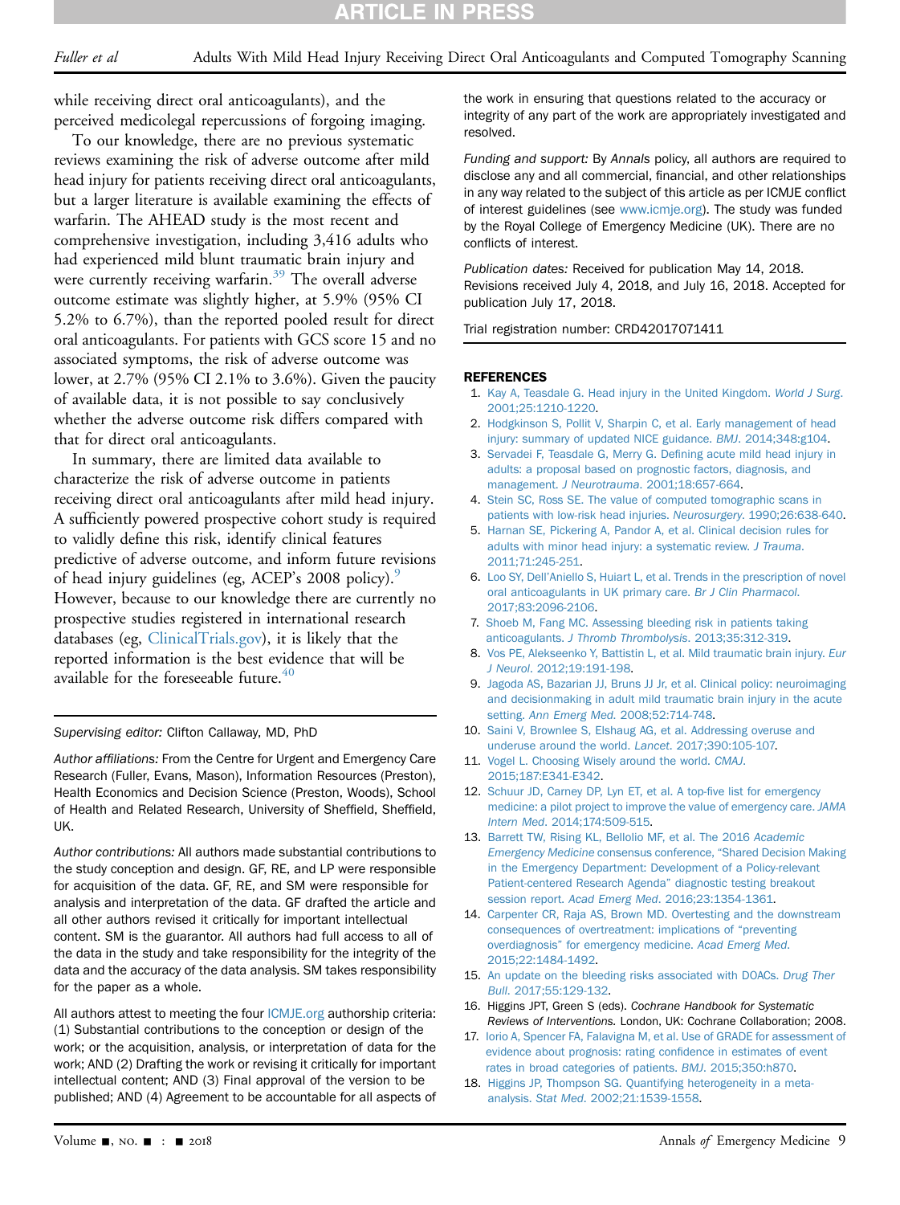while receiving direct oral anticoagulants), and the perceived medicolegal repercussions of forgoing imaging.

To our knowledge, there are no previous systematic reviews examining the risk of adverse outcome after mild head injury for patients receiving direct oral anticoagulants, but a larger literature is available examining the effects of warfarin. The AHEAD study is the most recent and comprehensive investigation, including 3,416 adults who had experienced mild blunt traumatic brain injury and were currently receiving warfarin.[39] The overall adverse outcome estimate was slightly higher, at 5.9% (95% CI 5.2% to 6.7%), than the reported pooled result for direct oral anticoagulants. For patients with GCS score 15 and no associated symptoms, the risk of adverse outcome was lower, at 2.7% (95% CI 2.1% to 3.6%). Given the paucity of available data, it is not possible to say conclusively whether the adverse outcome risk differs compared with that for direct oral anticoagulants.

In summary, there are limited data available to characterize the risk of adverse outcome in patients receiving direct oral anticoagulants after mild head injury. A sufficiently powered prospective cohort study is required to validly define this risk, identify clinical features predictive of adverse outcome, and inform future revisions of head injury guidelines (eg, ACEP's 2008 policy).[9] However, because to our knowledge there are currently no prospective studies registered in international research databases (eg, ClinicalTrials.gov), it is likely that the reported information is the best evidence that will be available for the foreseeable future.[40]

*Supervising editor:* Clifton Callaway, MD, PhD

*Author affiliations:* From the Centre for Urgent and Emergency Care Research (Fuller, Evans, Mason), Information Resources (Preston), Health Economics and Decision Science (Preston, Woods), School of Health and Related Research, University of Sheffield, Sheffield, UK.

*Author contributions:* All authors made substantial contributions to the study conception and design. GF, RE, and LP were responsible for acquisition of the data. GF, RE, and SM were responsible for analysis and interpretation of the data. GF drafted the article and all other authors revised it critically for important intellectual content. SM is the guarantor. All authors had full access to all of the data in the study and take responsibility for the integrity of the data and the accuracy of the data analysis. SM takes responsibility for the paper as a whole.

All authors attest to meeting the four ICMJE.org authorship criteria: (1) Substantial contributions to the conception or design of the work; or the acquisition, analysis, or interpretation of data for the work; AND (2) Drafting the work or revising it critically for important intellectual content; AND (3) Final approval of the version to be published; AND (4) Agreement to be accountable for all aspects of the work in ensuring that questions related to the accuracy or integrity of any part of the work are appropriately investigated and resolved.

*Funding and support:* By *Annals* policy, all authors are required to disclose any and all commercial, financial, and other relationships in any way related to the subject of this article as per ICMJE conflict of interest guidelines (see www.icmje.org). The study was funded by the Royal College of Emergency Medicine (UK). There are no conflicts of interest.

*Publication dates:* Received for publication May 14, 2018. Revisions received July 4, 2018, and July 16, 2018. Accepted for publication July 17, 2018.

Trial registration number: CRD42017071411

## REFERENCES

1. Kay A, Teasdale G. Head injury in the United Kingdom. *World J Surg*. 2001;25:1210-1220.
2. Hodgkinson S, Pollit V, Sharpin C, et al. Early management of head injury: summary of updated NICE guidance. *BMJ*. 2014;348:g104.
3. Servadei F, Teasdale G, Merry G. Defining acute mild head injury in adults: a proposal based on prognostic factors, diagnosis, and management. *J Neurotrauma*. 2001;18:657-664.
4. Stein SC, Ross SE. The value of computed tomographic scans in patients with low-risk head injuries. *Neurosurgery*. 1990;26:638-640.
5. Harnan SE, Pickering A, Pandor A, et al. Clinical decision rules for adults with minor head injury: a systematic review. *J Trauma*. 2011;71:245-251.
6. Loo SY, Dell'Aniello S, Huiart L, et al. Trends in the prescription of novel oral anticoagulants in UK primary care. *Br J Clin Pharmacol*. 2017;83:2096-2106.
7. Shoeb M, Fang MC. Assessing bleeding risk in patients taking anticoagulants. *J Thromb Thrombolysis*. 2013;35:312-319.
8. Vos PE, Alekseenko Y, Battistin L, et al. Mild traumatic brain injury. *Eur J Neurol*. 2012;19:191-198.
9. Jagoda AS, Bazarian JJ, Bruns JJ Jr, et al. Clinical policy: neuroimaging and decisionmaking in adult mild traumatic brain injury in the acute setting. *Ann Emerg Med*. 2008;52:714-748.
10. Saini V, Brownlee S, Elshaug AG, et al. Addressing overuse and underuse around the world. *Lancet*. 2017;390:105-107.
11. Vogel L. Choosing Wisely around the world. *CMAJ*. 2015;187:E341-E342.
12. Schuur JD, Carney DP, Lyn ET, et al. A top-five list for emergency medicine: a pilot project to improve the value of emergency care. *JAMA Intern Med*. 2014;174:509-515.
13. Barrett TW, Rising KL, Bellolio MF, et al. The 2016 *Academic Emergency Medicine* consensus conference, "Shared Decision Making in the Emergency Department: Development of a Policy-relevant Patient-centered Research Agenda" diagnostic testing breakout session report. *Acad Emerg Med*. 2016;23:1354-1361.
14. Carpenter CR, Raja AS, Brown MD. Overtesting and the downstream consequences of overtreatment: implications of "preventing overdiagnosis" for emergency medicine. *Acad Emerg Med*. 2015;22:1484-1492.
15. An update on the bleeding risks associated with DOACs. *Drug Ther Bull*. 2017;55:129-132.
16. Higgins JPT, Green S (eds). *Cochrane Handbook for Systematic Reviews of Interventions*. London, UK: Cochrane Collaboration; 2008.
17. Iorio A, Spencer FA, Falavigna M, et al. Use of GRADE for assessment of evidence about prognosis: rating confidence in estimates of event rates in broad categories of patients. *BMJ*. 2015;350:h870.
18. Higgins JP, Thompson SG. Quantifying heterogeneity in a meta-analysis. *Stat Med*. 2002;21:1539-1558.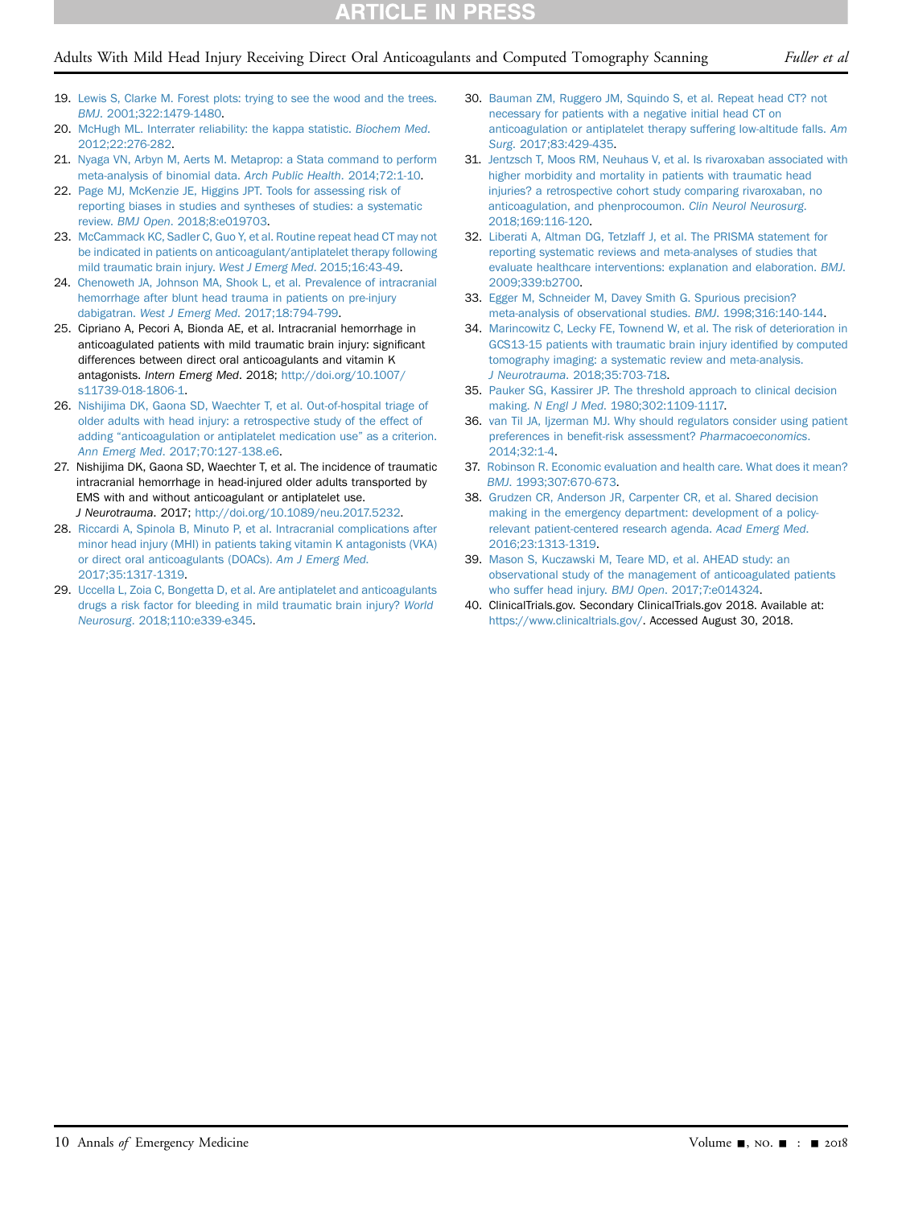19. Lewis S, Clarke M. Forest plots: trying to see the wood and the trees. *BMJ*. 2001;322:1479-1480.
20. McHugh ML. Interrater reliability: the kappa statistic. *Biochem Med*. 2012;22:276-282.
21. Nyaga VN, Arbyn M, Aerts M. Metaprop: a Stata command to perform meta-analysis of binomial data. *Arch Public Health*. 2014;72:1-10.
22. Page MJ, McKenzie JE, Higgins JPT. Tools for assessing risk of reporting biases in studies and syntheses of studies: a systematic review. *BMJ Open*. 2018;8:e019703.
23. McCammack KC, Sadler C, Guo Y, et al. Routine repeat head CT may not be indicated in patients on anticoagulant/antiplatelet therapy following mild traumatic brain injury. *West J Emerg Med*. 2015;16:43-49.
24. Chenoweth JA, Johnson MA, Shook L, et al. Prevalence of intracranial hemorrhage after blunt head trauma in patients on pre-injury dabigatran. *West J Emerg Med*. 2017;18:794-799.
25. Cipriano A, Pecori A, Bionda AE, et al. Intracranial hemorrhage in anticoagulated patients with mild traumatic brain injury: significant differences between direct oral anticoagulants and vitamin K antagonists. *Intern Emerg Med*. 2018; http://doi.org/10.1007/s11739-018-1806-1.
26. Nishijima DK, Gaona SD, Waechter T, et al. Out-of-hospital triage of older adults with head injury: a retrospective study of the effect of adding "anticoagulation or antiplatelet medication use" as a criterion. *Ann Emerg Med*. 2017;70:127-138.e6.
27. Nishijima DK, Gaona SD, Waechter T, et al. The incidence of traumatic intracranial hemorrhage in head-injured older adults transported by EMS with and without anticoagulant or antiplatelet use. *J Neurotrauma*. 2017; http://doi.org/10.1089/neu.2017.5232.
28. Riccardi A, Spinola B, Minuto P, et al. Intracranial complications after minor head injury (MHI) in patients taking vitamin K antagonists (VKA) or direct oral anticoagulants (DOACs). *Am J Emerg Med*. 2017;35:1317-1319.
29. Uccella L, Zoia C, Bongetta D, et al. Are antiplatelet and anticoagulants drugs a risk factor for bleeding in mild traumatic brain injury? *World Neurosurg*. 2018;110:e339-e345.
30. Bauman ZM, Ruggero JM, Squindo S, et al. Repeat head CT? not necessary for patients with a negative initial head CT on anticoagulation or antiplatelet therapy suffering low-altitude falls. *Am Surg*. 2017;83:429-435.
31. Jentzsch T, Moos RM, Neuhaus V, et al. Is rivaroxaban associated with higher morbidity and mortality in patients with traumatic head injuries? a retrospective cohort study comparing rivaroxaban, no anticoagulation, and phenprocoumon. *Clin Neurol Neurosurg*. 2018;169:116-120.
32. Liberati A, Altman DG, Tetzlaff J, et al. The PRISMA statement for reporting systematic reviews and meta-analyses of studies that evaluate healthcare interventions: explanation and elaboration. *BMJ*. 2009;339:b2700.
33. Egger M, Schneider M, Davey Smith G. Spurious precision? meta-analysis of observational studies. *BMJ*. 1998;316:140-144.
34. Marincowitz C, Lecky FE, Townend W, et al. The risk of deterioration in GCS13-15 patients with traumatic brain injury identified by computed tomography imaging: a systematic review and meta-analysis. *J Neurotrauma*. 2018;35:703-718.
35. Pauker SG, Kassirer JP. The threshold approach to clinical decision making. *N Engl J Med*. 1980;302:1109-1117.
36. van Til JA, Ijzerman MJ. Why should regulators consider using patient preferences in benefit-risk assessment? *Pharmacoeconomics*. 2014;32:1-4.
37. Robinson R. Economic evaluation and health care. What does it mean? *BMJ*. 1993;307:670-673.
38. Grudzen CR, Anderson JR, Carpenter CR, et al. Shared decision making in the emergency department: development of a policy-relevant patient-centered research agenda. *Acad Emerg Med*. 2016;23:1313-1319.
39. Mason S, Kuczawski M, Teare MD, et al. AHEAD study: an observational study of the management of anticoagulated patients who suffer head injury. *BMJ Open*. 2017;7:e014324.
40. ClinicalTrials.gov. Secondary ClinicalTrials.gov 2018. Available at: https://www.clinicaltrials.gov/. Accessed August 30, 2018.